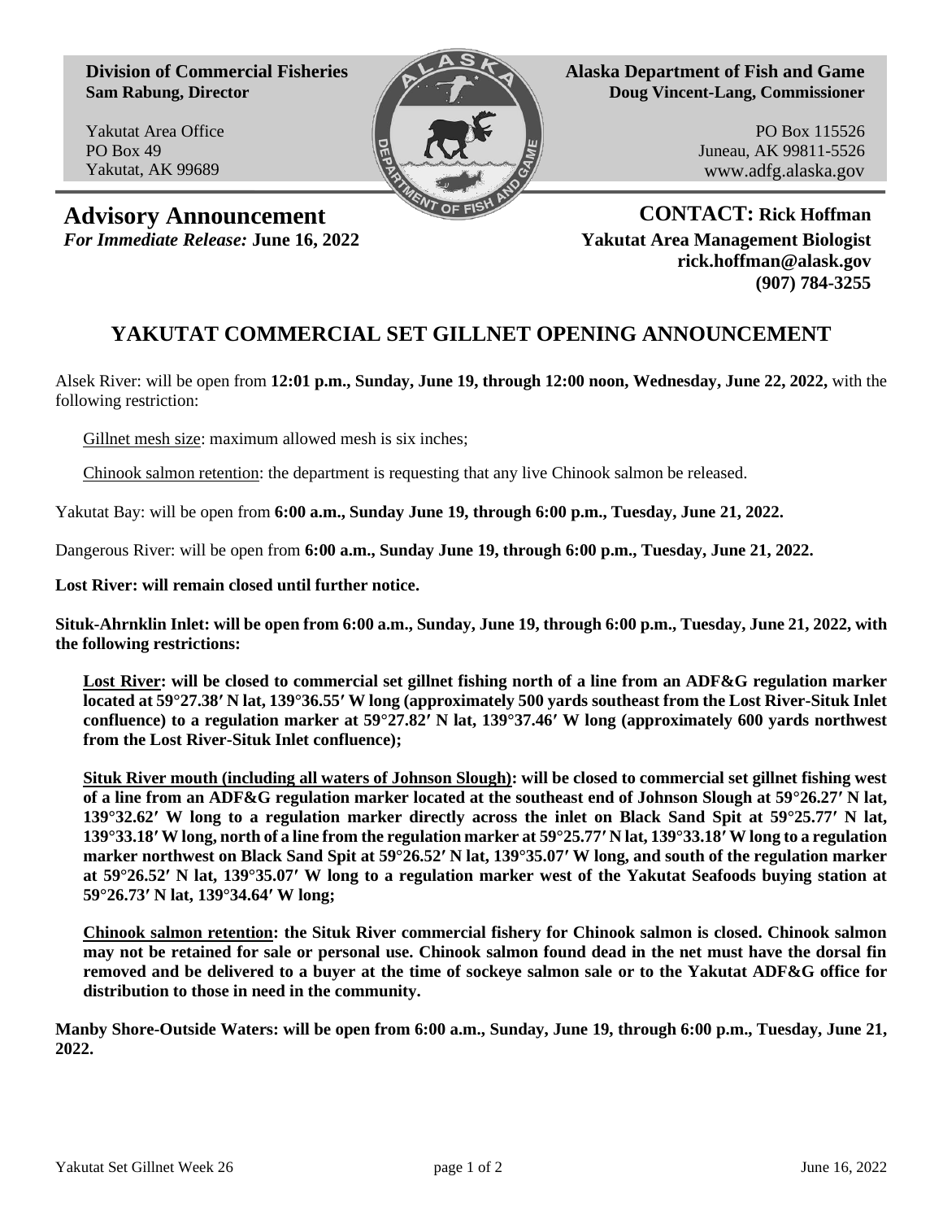**Division of Commercial Fisheries**
**Sam Rabung, Director**

Yakutat Area Office
PO Box 49
Yakutat, AK 99689

**Alaska Department of Fish and Game**
**Doug Vincent-Lang, Commissioner**

PO Box 115526
Juneau, AK 99811-5526
www.adfg.alaska.gov

## Advisory Announcement

*For Immediate Release:* **June 16, 2022**

**CONTACT: Rick Hoffman**
**Yakutat Area Management Biologist**
**rick.hoffman@alask.gov**
**(907) 784-3255**

# YAKUTAT COMMERCIAL SET GILLNET OPENING ANNOUNCEMENT

Alsek River: will be open from **12:01 p.m., Sunday, June 19, through 12:00 noon, Wednesday, June 22, 2022,** with the following restriction:

Gillnet mesh size: maximum allowed mesh is six inches;

Chinook salmon retention: the department is requesting that any live Chinook salmon be released.

Yakutat Bay: will be open from **6:00 a.m., Sunday June 19, through 6:00 p.m., Tuesday, June 21, 2022.**

Dangerous River: will be open from **6:00 a.m., Sunday June 19, through 6:00 p.m., Tuesday, June 21, 2022.**

**Lost River: will remain closed until further notice.**

**Situk-Ahrnklin Inlet: will be open from 6:00 a.m., Sunday, June 19, through 6:00 p.m., Tuesday, June 21, 2022, with the following restrictions:**

**Lost River: will be closed to commercial set gillnet fishing north of a line from an ADF&G regulation marker located at 59°27.38′ N lat, 139°36.55′ W long (approximately 500 yards southeast from the Lost River-Situk Inlet confluence) to a regulation marker at 59°27.82′ N lat, 139°37.46′ W long (approximately 600 yards northwest from the Lost River-Situk Inlet confluence);**

**Situk River mouth (including all waters of Johnson Slough): will be closed to commercial set gillnet fishing west of a line from an ADF&G regulation marker located at the southeast end of Johnson Slough at 59°26.27′ N lat, 139°32.62′ W long to a regulation marker directly across the inlet on Black Sand Spit at 59°25.77′ N lat, 139°33.18′ W long, north of a line from the regulation marker at 59°25.77′ N lat, 139°33.18′ W long to a regulation marker northwest on Black Sand Spit at 59°26.52′ N lat, 139°35.07′ W long, and south of the regulation marker at 59°26.52′ N lat, 139°35.07′ W long to a regulation marker west of the Yakutat Seafoods buying station at 59°26.73′ N lat, 139°34.64′ W long;**

**Chinook salmon retention: the Situk River commercial fishery for Chinook salmon is closed. Chinook salmon may not be retained for sale or personal use. Chinook salmon found dead in the net must have the dorsal fin removed and be delivered to a buyer at the time of sockeye salmon sale or to the Yakutat ADF&G office for distribution to those in need in the community.**

**Manby Shore-Outside Waters: will be open from 6:00 a.m., Sunday, June 19, through 6:00 p.m., Tuesday, June 21, 2022.**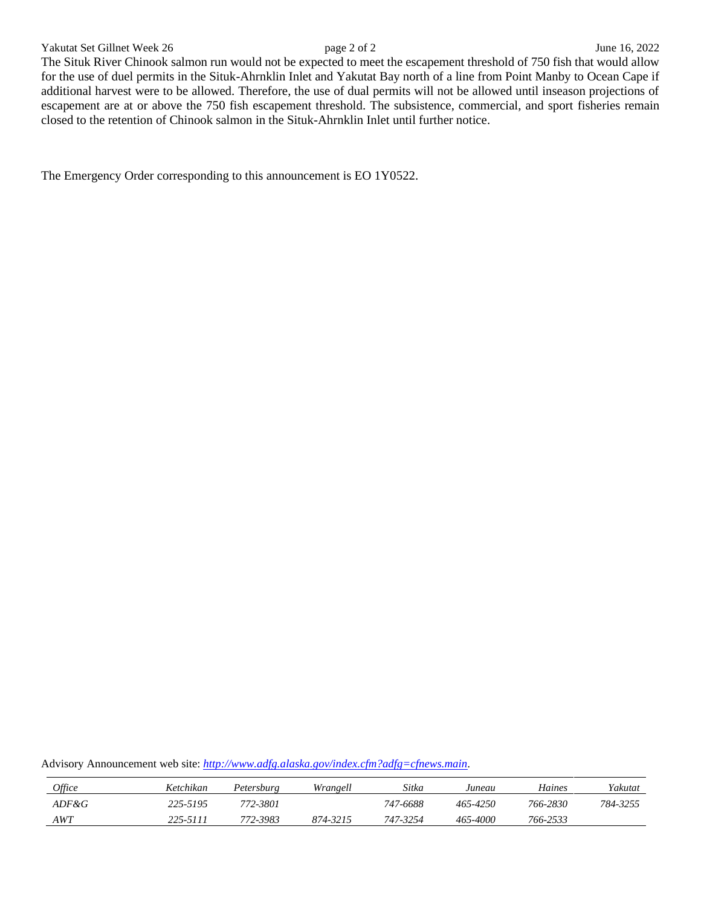The Situk River Chinook salmon run would not be expected to meet the escapement threshold of 750 fish that would allow for the use of duel permits in the Situk-Ahrnklin Inlet and Yakutat Bay north of a line from Point Manby to Ocean Cape if additional harvest were to be allowed. Therefore, the use of dual permits will not be allowed until inseason projections of escapement are at or above the 750 fish escapement threshold. The subsistence, commercial, and sport fisheries remain closed to the retention of Chinook salmon in the Situk-Ahrnklin Inlet until further notice.

The Emergency Order corresponding to this announcement is EO 1Y0522.

Advisory Announcement web site: *http://www.adfg.alaska.gov/index.cfm?adfg=cfnews.main*.

| *Office* | *Ketchikan* | *Petersburg* | *Wrangell* | *Sitka* | *Juneau* | *Haines* | *Yakutat* |
|---|---|---|---|---|---|---|---|
| *ADF&G* | *225-5195* | *772-3801* | | *747-6688* | *465-4250* | *766-2830* | *784-3255* |
| *AWT* | *225-5111* | *772-3983* | *874-3215* | *747-3254* | *465-4000* | *766-2533* | |